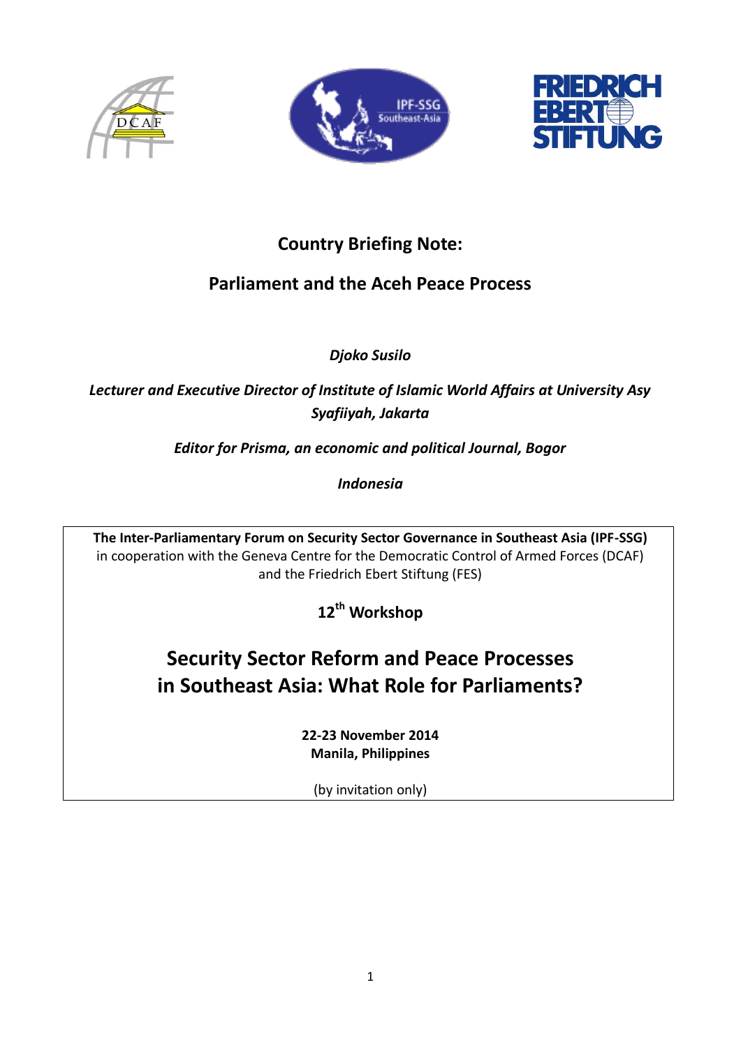# Country Briefing Note:

## Parliament and the Aceh Peace Process

*Djoko Susilo*

***Lecturer and Executive Director of Institute of Islamic World Affairs at University Asy Syafiiyah, Jakarta***

***Editor for Prisma, an economic and political Journal, Bogor***

***Indonesia***

**The Inter-Parliamentary Forum on Security Sector Governance in Southeast Asia (IPF-SSG)**
in cooperation with the Geneva Centre for the Democratic Control of Armed Forces (DCAF) and the Friedrich Ebert Stiftung (FES)

**12th Workshop**

## Security Sector Reform and Peace Processes in Southeast Asia: What Role for Parliaments?

**22-23 November 2014**
**Manila, Philippines**

(by invitation only)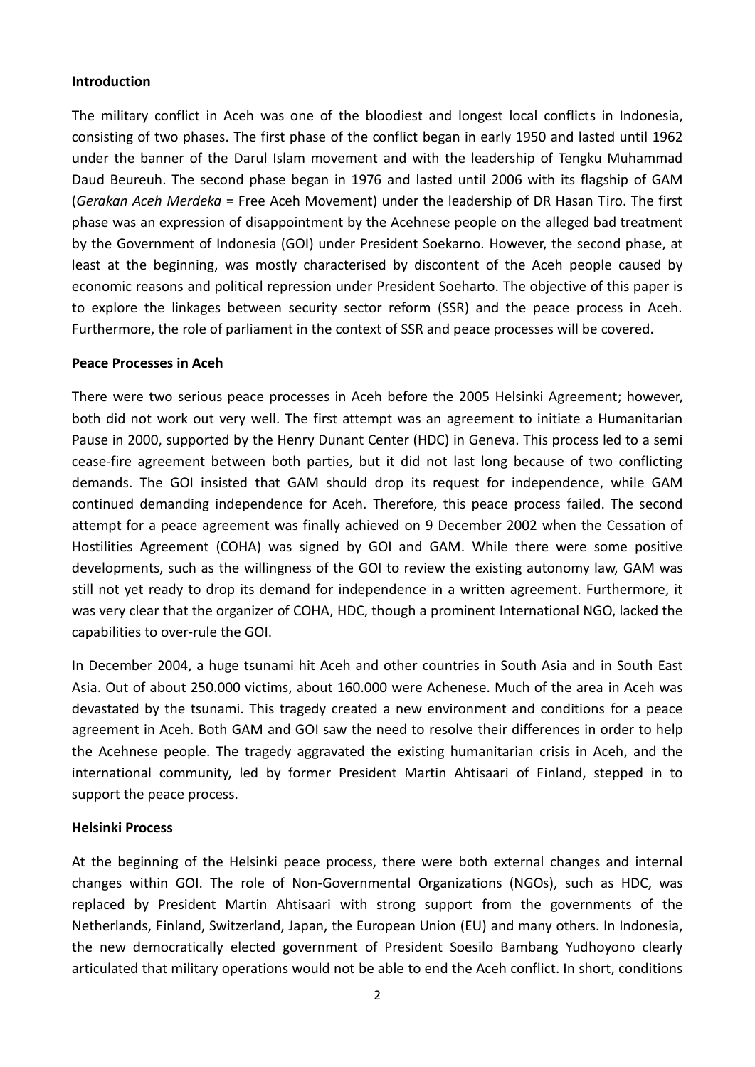**Introduction**

The military conflict in Aceh was one of the bloodiest and longest local conflicts in Indonesia, consisting of two phases. The first phase of the conflict began in early 1950 and lasted until 1962 under the banner of the Darul Islam movement and with the leadership of Tengku Muhammad Daud Beureuh. The second phase began in 1976 and lasted until 2006 with its flagship of GAM (*Gerakan Aceh Merdeka* = Free Aceh Movement) under the leadership of DR Hasan Tiro. The first phase was an expression of disappointment by the Acehnese people on the alleged bad treatment by the Government of Indonesia (GOI) under President Soekarno. However, the second phase, at least at the beginning, was mostly characterised by discontent of the Aceh people caused by economic reasons and political repression under President Soeharto. The objective of this paper is to explore the linkages between security sector reform (SSR) and the peace process in Aceh. Furthermore, the role of parliament in the context of SSR and peace processes will be covered.

**Peace Processes in Aceh**

There were two serious peace processes in Aceh before the 2005 Helsinki Agreement; however, both did not work out very well. The first attempt was an agreement to initiate a Humanitarian Pause in 2000, supported by the Henry Dunant Center (HDC) in Geneva. This process led to a semi cease-fire agreement between both parties, but it did not last long because of two conflicting demands. The GOI insisted that GAM should drop its request for independence, while GAM continued demanding independence for Aceh. Therefore, this peace process failed. The second attempt for a peace agreement was finally achieved on 9 December 2002 when the Cessation of Hostilities Agreement (COHA) was signed by GOI and GAM. While there were some positive developments, such as the willingness of the GOI to review the existing autonomy law, GAM was still not yet ready to drop its demand for independence in a written agreement. Furthermore, it was very clear that the organizer of COHA, HDC, though a prominent International NGO, lacked the capabilities to over-rule the GOI.

In December 2004, a huge tsunami hit Aceh and other countries in South Asia and in South East Asia. Out of about 250.000 victims, about 160.000 were Achenese. Much of the area in Aceh was devastated by the tsunami. This tragedy created a new environment and conditions for a peace agreement in Aceh. Both GAM and GOI saw the need to resolve their differences in order to help the Acehnese people. The tragedy aggravated the existing humanitarian crisis in Aceh, and the international community, led by former President Martin Ahtisaari of Finland, stepped in to support the peace process.

**Helsinki Process**

At the beginning of the Helsinki peace process, there were both external changes and internal changes within GOI. The role of Non-Governmental Organizations (NGOs), such as HDC, was replaced by President Martin Ahtisaari with strong support from the governments of the Netherlands, Finland, Switzerland, Japan, the European Union (EU) and many others. In Indonesia, the new democratically elected government of President Soesilo Bambang Yudhoyono clearly articulated that military operations would not be able to end the Aceh conflict. In short, conditions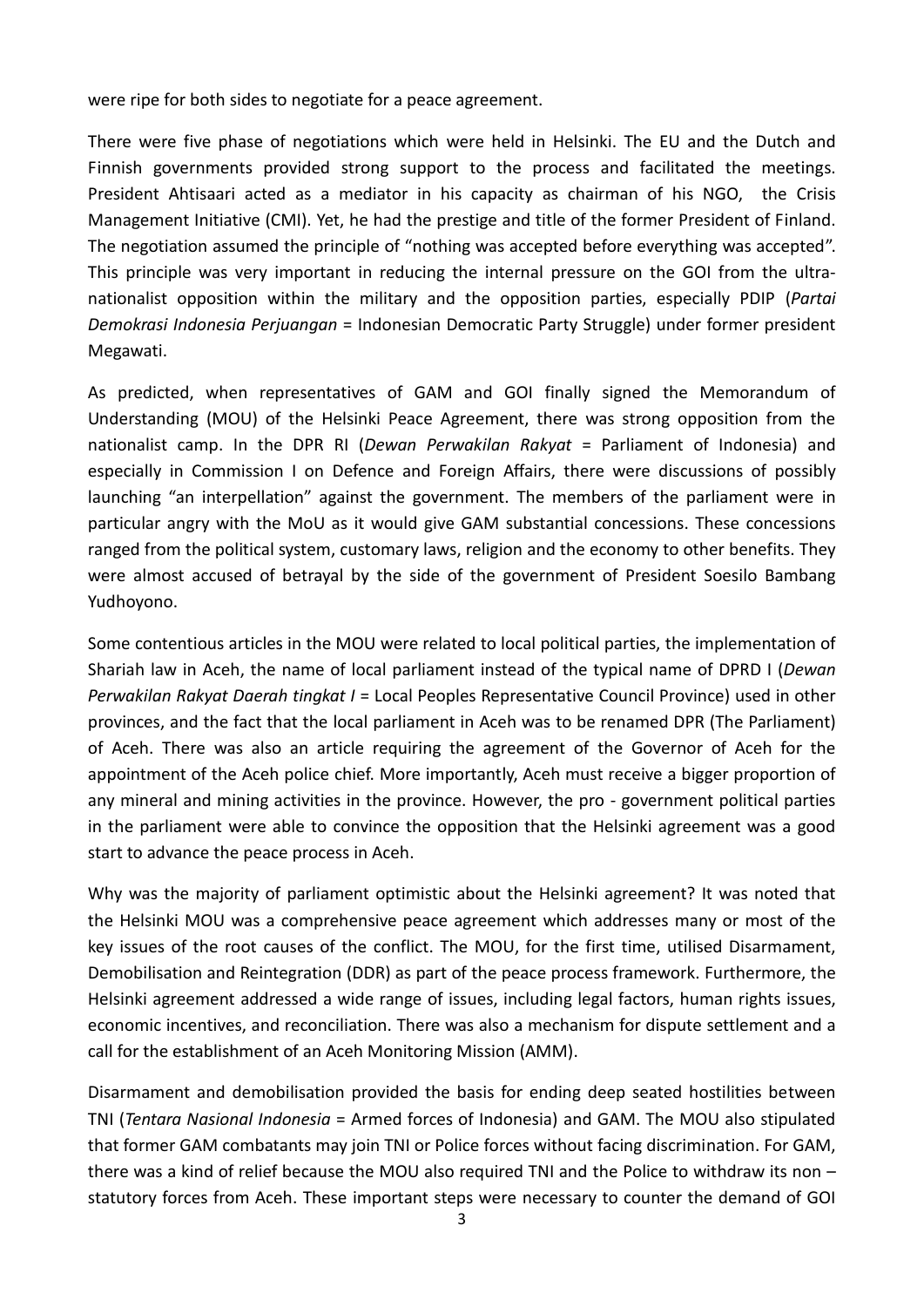were ripe for both sides to negotiate for a peace agreement.

There were five phase of negotiations which were held in Helsinki. The EU and the Dutch and Finnish governments provided strong support to the process and facilitated the meetings. President Ahtisaari acted as a mediator in his capacity as chairman of his NGO, the Crisis Management Initiative (CMI). Yet, he had the prestige and title of the former President of Finland. The negotiation assumed the principle of "nothing was accepted before everything was accepted". This principle was very important in reducing the internal pressure on the GOI from the ultra-nationalist opposition within the military and the opposition parties, especially PDIP (*Partai Demokrasi Indonesia Perjuangan* = Indonesian Democratic Party Struggle) under former president Megawati.

As predicted, when representatives of GAM and GOI finally signed the Memorandum of Understanding (MOU) of the Helsinki Peace Agreement, there was strong opposition from the nationalist camp. In the DPR RI (*Dewan Perwakilan Rakyat* = Parliament of Indonesia) and especially in Commission I on Defence and Foreign Affairs, there were discussions of possibly launching "an interpellation" against the government. The members of the parliament were in particular angry with the MoU as it would give GAM substantial concessions. These concessions ranged from the political system, customary laws, religion and the economy to other benefits. They were almost accused of betrayal by the side of the government of President Soesilo Bambang Yudhoyono.

Some contentious articles in the MOU were related to local political parties, the implementation of Shariah law in Aceh, the name of local parliament instead of the typical name of DPRD I (*Dewan Perwakilan Rakyat Daerah tingkat I* = Local Peoples Representative Council Province) used in other provinces, and the fact that the local parliament in Aceh was to be renamed DPR (The Parliament) of Aceh. There was also an article requiring the agreement of the Governor of Aceh for the appointment of the Aceh police chief. More importantly, Aceh must receive a bigger proportion of any mineral and mining activities in the province. However, the pro - government political parties in the parliament were able to convince the opposition that the Helsinki agreement was a good start to advance the peace process in Aceh.

Why was the majority of parliament optimistic about the Helsinki agreement? It was noted that the Helsinki MOU was a comprehensive peace agreement which addresses many or most of the key issues of the root causes of the conflict. The MOU, for the first time, utilised Disarmament, Demobilisation and Reintegration (DDR) as part of the peace process framework. Furthermore, the Helsinki agreement addressed a wide range of issues, including legal factors, human rights issues, economic incentives, and reconciliation. There was also a mechanism for dispute settlement and a call for the establishment of an Aceh Monitoring Mission (AMM).

Disarmament and demobilisation provided the basis for ending deep seated hostilities between TNI (*Tentara Nasional Indonesia* = Armed forces of Indonesia) and GAM. The MOU also stipulated that former GAM combatants may join TNI or Police forces without facing discrimination. For GAM, there was a kind of relief because the MOU also required TNI and the Police to withdraw its non – statutory forces from Aceh. These important steps were necessary to counter the demand of GOI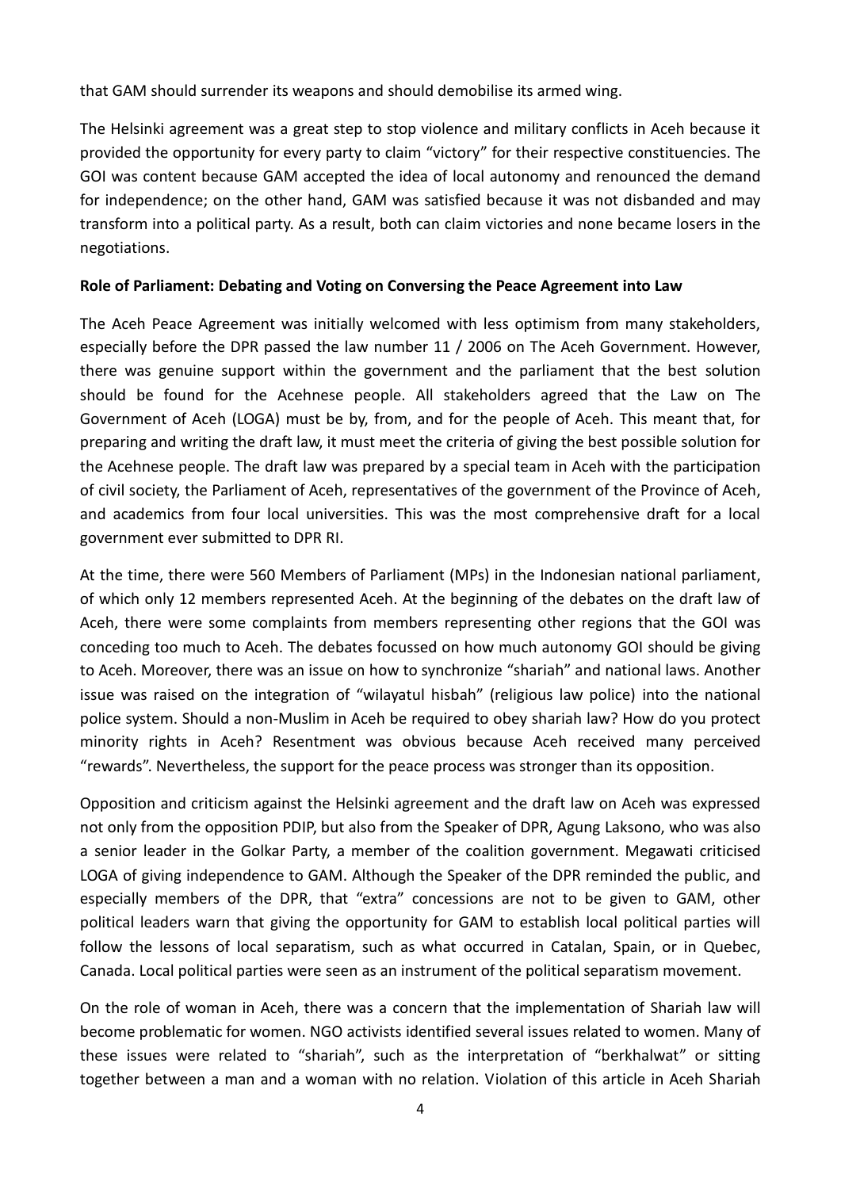that GAM should surrender its weapons and should demobilise its armed wing.

The Helsinki agreement was a great step to stop violence and military conflicts in Aceh because it provided the opportunity for every party to claim "victory" for their respective constituencies. The GOI was content because GAM accepted the idea of local autonomy and renounced the demand for independence; on the other hand, GAM was satisfied because it was not disbanded and may transform into a political party. As a result, both can claim victories and none became losers in the negotiations.

**Role of Parliament: Debating and Voting on Conversing the Peace Agreement into Law**

The Aceh Peace Agreement was initially welcomed with less optimism from many stakeholders, especially before the DPR passed the law number 11 / 2006 on The Aceh Government. However, there was genuine support within the government and the parliament that the best solution should be found for the Acehnese people. All stakeholders agreed that the Law on The Government of Aceh (LOGA) must be by, from, and for the people of Aceh. This meant that, for preparing and writing the draft law, it must meet the criteria of giving the best possible solution for the Acehnese people. The draft law was prepared by a special team in Aceh with the participation of civil society, the Parliament of Aceh, representatives of the government of the Province of Aceh, and academics from four local universities. This was the most comprehensive draft for a local government ever submitted to DPR RI.

At the time, there were 560 Members of Parliament (MPs) in the Indonesian national parliament, of which only 12 members represented Aceh. At the beginning of the debates on the draft law of Aceh, there were some complaints from members representing other regions that the GOI was conceding too much to Aceh. The debates focussed on how much autonomy GOI should be giving to Aceh. Moreover, there was an issue on how to synchronize "shariah" and national laws. Another issue was raised on the integration of "wilayatul hisbah" (religious law police) into the national police system. Should a non-Muslim in Aceh be required to obey shariah law? How do you protect minority rights in Aceh? Resentment was obvious because Aceh received many perceived "rewards". Nevertheless, the support for the peace process was stronger than its opposition.

Opposition and criticism against the Helsinki agreement and the draft law on Aceh was expressed not only from the opposition PDIP, but also from the Speaker of DPR, Agung Laksono, who was also a senior leader in the Golkar Party, a member of the coalition government. Megawati criticised LOGA of giving independence to GAM. Although the Speaker of the DPR reminded the public, and especially members of the DPR, that "extra" concessions are not to be given to GAM, other political leaders warn that giving the opportunity for GAM to establish local political parties will follow the lessons of local separatism, such as what occurred in Catalan, Spain, or in Quebec, Canada. Local political parties were seen as an instrument of the political separatism movement.

On the role of woman in Aceh, there was a concern that the implementation of Shariah law will become problematic for women. NGO activists identified several issues related to women. Many of these issues were related to "shariah", such as the interpretation of "berkhalwat" or sitting together between a man and a woman with no relation. Violation of this article in Aceh Shariah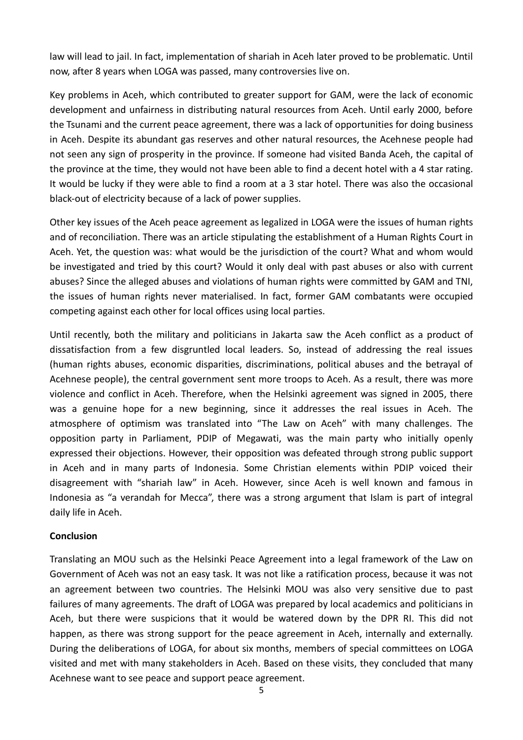law will lead to jail. In fact, implementation of shariah in Aceh later proved to be problematic. Until now, after 8 years when LOGA was passed, many controversies live on.

Key problems in Aceh, which contributed to greater support for GAM, were the lack of economic development and unfairness in distributing natural resources from Aceh. Until early 2000, before the Tsunami and the current peace agreement, there was a lack of opportunities for doing business in Aceh. Despite its abundant gas reserves and other natural resources, the Acehnese people had not seen any sign of prosperity in the province. If someone had visited Banda Aceh, the capital of the province at the time, they would not have been able to find a decent hotel with a 4 star rating. It would be lucky if they were able to find a room at a 3 star hotel. There was also the occasional black-out of electricity because of a lack of power supplies.

Other key issues of the Aceh peace agreement as legalized in LOGA were the issues of human rights and of reconciliation. There was an article stipulating the establishment of a Human Rights Court in Aceh. Yet, the question was: what would be the jurisdiction of the court? What and whom would be investigated and tried by this court? Would it only deal with past abuses or also with current abuses? Since the alleged abuses and violations of human rights were committed by GAM and TNI, the issues of human rights never materialised. In fact, former GAM combatants were occupied competing against each other for local offices using local parties.

Until recently, both the military and politicians in Jakarta saw the Aceh conflict as a product of dissatisfaction from a few disgruntled local leaders. So, instead of addressing the real issues (human rights abuses, economic disparities, discriminations, political abuses and the betrayal of Acehnese people), the central government sent more troops to Aceh. As a result, there was more violence and conflict in Aceh. Therefore, when the Helsinki agreement was signed in 2005, there was a genuine hope for a new beginning, since it addresses the real issues in Aceh. The atmosphere of optimism was translated into "The Law on Aceh" with many challenges. The opposition party in Parliament, PDIP of Megawati, was the main party who initially openly expressed their objections. However, their opposition was defeated through strong public support in Aceh and in many parts of Indonesia. Some Christian elements within PDIP voiced their disagreement with "shariah law" in Aceh. However, since Aceh is well known and famous in Indonesia as "a verandah for Mecca", there was a strong argument that Islam is part of integral daily life in Aceh.

**Conclusion**

Translating an MOU such as the Helsinki Peace Agreement into a legal framework of the Law on Government of Aceh was not an easy task. It was not like a ratification process, because it was not an agreement between two countries. The Helsinki MOU was also very sensitive due to past failures of many agreements. The draft of LOGA was prepared by local academics and politicians in Aceh, but there were suspicions that it would be watered down by the DPR RI. This did not happen, as there was strong support for the peace agreement in Aceh, internally and externally. During the deliberations of LOGA, for about six months, members of special committees on LOGA visited and met with many stakeholders in Aceh. Based on these visits, they concluded that many Acehnese want to see peace and support peace agreement.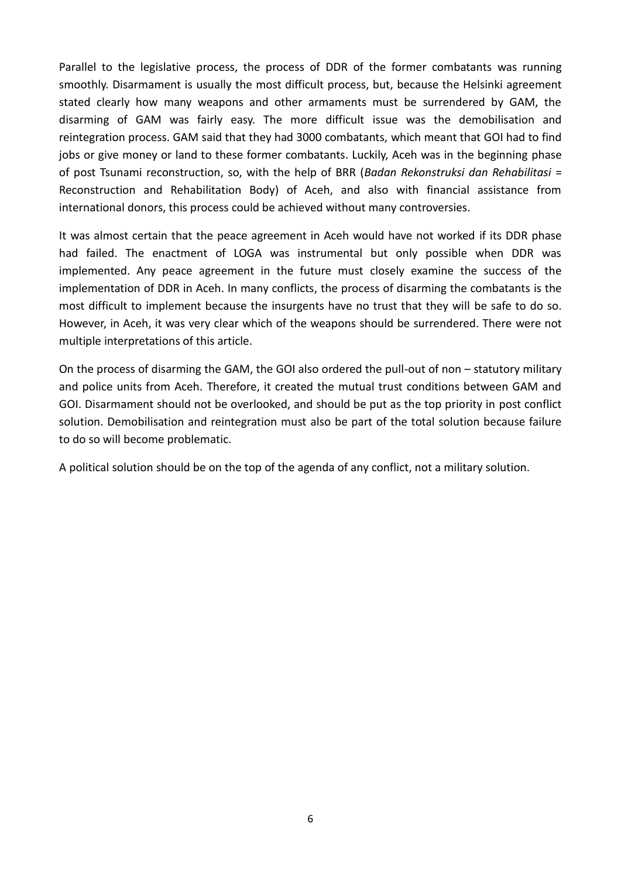Parallel to the legislative process, the process of DDR of the former combatants was running smoothly. Disarmament is usually the most difficult process, but, because the Helsinki agreement stated clearly how many weapons and other armaments must be surrendered by GAM, the disarming of GAM was fairly easy. The more difficult issue was the demobilisation and reintegration process. GAM said that they had 3000 combatants, which meant that GOI had to find jobs or give money or land to these former combatants. Luckily, Aceh was in the beginning phase of post Tsunami reconstruction, so, with the help of BRR (*Badan Rekonstruksi dan Rehabilitasi* = Reconstruction and Rehabilitation Body) of Aceh, and also with financial assistance from international donors, this process could be achieved without many controversies.

It was almost certain that the peace agreement in Aceh would have not worked if its DDR phase had failed. The enactment of LOGA was instrumental but only possible when DDR was implemented. Any peace agreement in the future must closely examine the success of the implementation of DDR in Aceh. In many conflicts, the process of disarming the combatants is the most difficult to implement because the insurgents have no trust that they will be safe to do so. However, in Aceh, it was very clear which of the weapons should be surrendered. There were not multiple interpretations of this article.

On the process of disarming the GAM, the GOI also ordered the pull-out of non – statutory military and police units from Aceh. Therefore, it created the mutual trust conditions between GAM and GOI. Disarmament should not be overlooked, and should be put as the top priority in post conflict solution. Demobilisation and reintegration must also be part of the total solution because failure to do so will become problematic.

A political solution should be on the top of the agenda of any conflict, not a military solution.